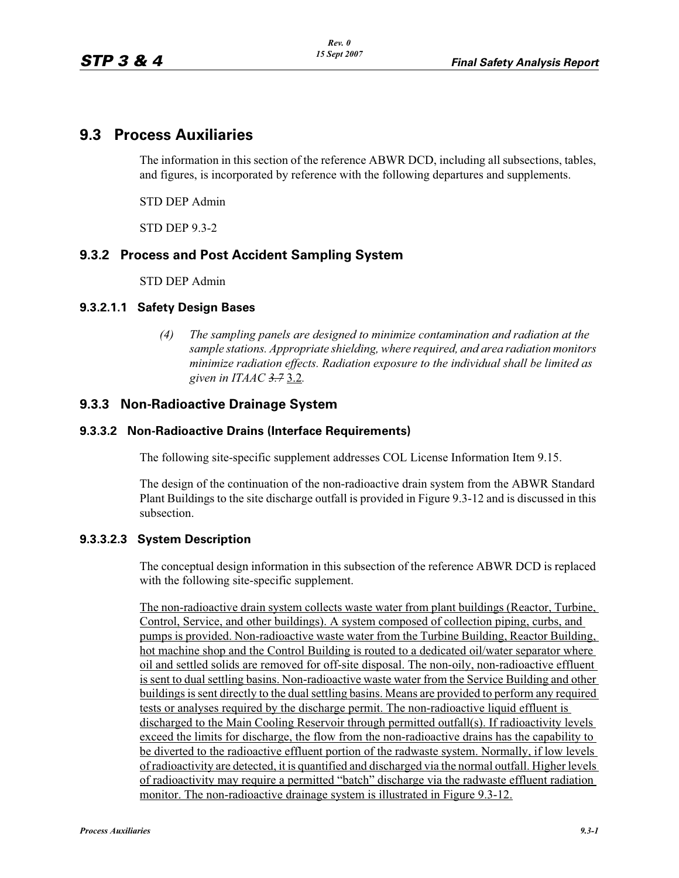# 9.3 Process Auxiliaries

The information in this section of the reference ABWR DCD, including all subsections, tables, and figures, is incorporated by reference with the following departures and supplements.

STD DEP Admin

STD DEP 9.3-2

## 9.3.2 Process and Post Accident Sampling System

STD DEP Admin

### 9.3.2.1.1 Safety Design Bases

*(4) The sampling panels are designed to minimize contamination and radiation at the sample stations. Appropriate shielding, where required, and area radiation monitors minimize radiation effects. Radiation exposure to the individual shall be limited as given in ITAAC ~~3.7~~ 3.2.*

## 9.3.3 Non-Radioactive Drainage System

### 9.3.3.2 Non-Radioactive Drains (Interface Requirements)

The following site-specific supplement addresses COL License Information Item 9.15.

The design of the continuation of the non-radioactive drain system from the ABWR Standard Plant Buildings to the site discharge outfall is provided in Figure 9.3-12 and is discussed in this subsection.

### 9.3.3.2.3 System Description

The conceptual design information in this subsection of the reference ABWR DCD is replaced with the following site-specific supplement.

The non-radioactive drain system collects waste water from plant buildings (Reactor, Turbine, Control, Service, and other buildings). A system composed of collection piping, curbs, and pumps is provided. Non-radioactive waste water from the Turbine Building, Reactor Building, hot machine shop and the Control Building is routed to a dedicated oil/water separator where oil and settled solids are removed for off-site disposal. The non-oily, non-radioactive effluent is sent to dual settling basins. Non-radioactive waste water from the Service Building and other buildings is sent directly to the dual settling basins. Means are provided to perform any required tests or analyses required by the discharge permit. The non-radioactive liquid effluent is discharged to the Main Cooling Reservoir through permitted outfall(s). If radioactivity levels exceed the limits for discharge, the flow from the non-radioactive drains has the capability to be diverted to the radioactive effluent portion of the radwaste system. Normally, if low levels of radioactivity are detected, it is quantified and discharged via the normal outfall. Higher levels of radioactivity may require a permitted "batch" discharge via the radwaste effluent radiation monitor. The non-radioactive drainage system is illustrated in Figure 9.3-12.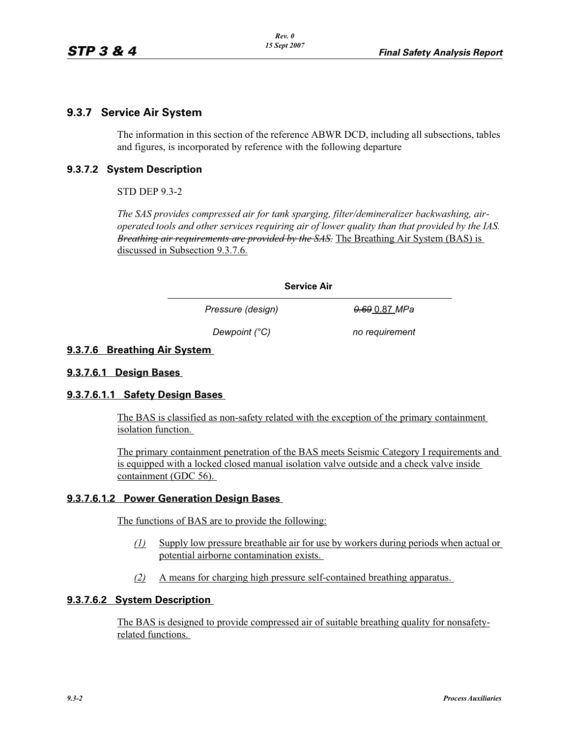## 9.3.7 Service Air System

The information in this section of the reference ABWR DCD, including all subsections, tables and figures, is incorporated by reference with the following departure

### 9.3.7.2 System Description

STD DEP 9.3-2

*The SAS provides compressed air for tank sparging, filter/demineralizer backwashing, air-operated tools and other services requiring air of lower quality than that provided by the IAS.* ~~*Breathing air requirements are provided by the SAS.*~~ The Breathing Air System (BAS) is discussed in Subsection 9.3.7.6.

| Service Air | |
|---|---|
| *Pressure (design)* | ~~*0.69*~~ 0.87 *MPa* |
| *Dewpoint (°C)* | *no requirement* |

### 9.3.7.6 Breathing Air System

#### 9.3.7.6.1 Design Bases

##### 9.3.7.6.1.1 Safety Design Bases

The BAS is classified as non-safety related with the exception of the primary containment isolation function.

The primary containment penetration of the BAS meets Seismic Category I requirements and is equipped with a locked closed manual isolation valve outside and a check valve inside containment (GDC 56).

##### 9.3.7.6.1.2 Power Generation Design Bases

The functions of BAS are to provide the following:

*(1)* Supply low pressure breathable air for use by workers during periods when actual or potential airborne contamination exists.

*(2)* A means for charging high pressure self-contained breathing apparatus.

#### 9.3.7.6.2 System Description

The BAS is designed to provide compressed air of suitable breathing quality for nonsafety-related functions.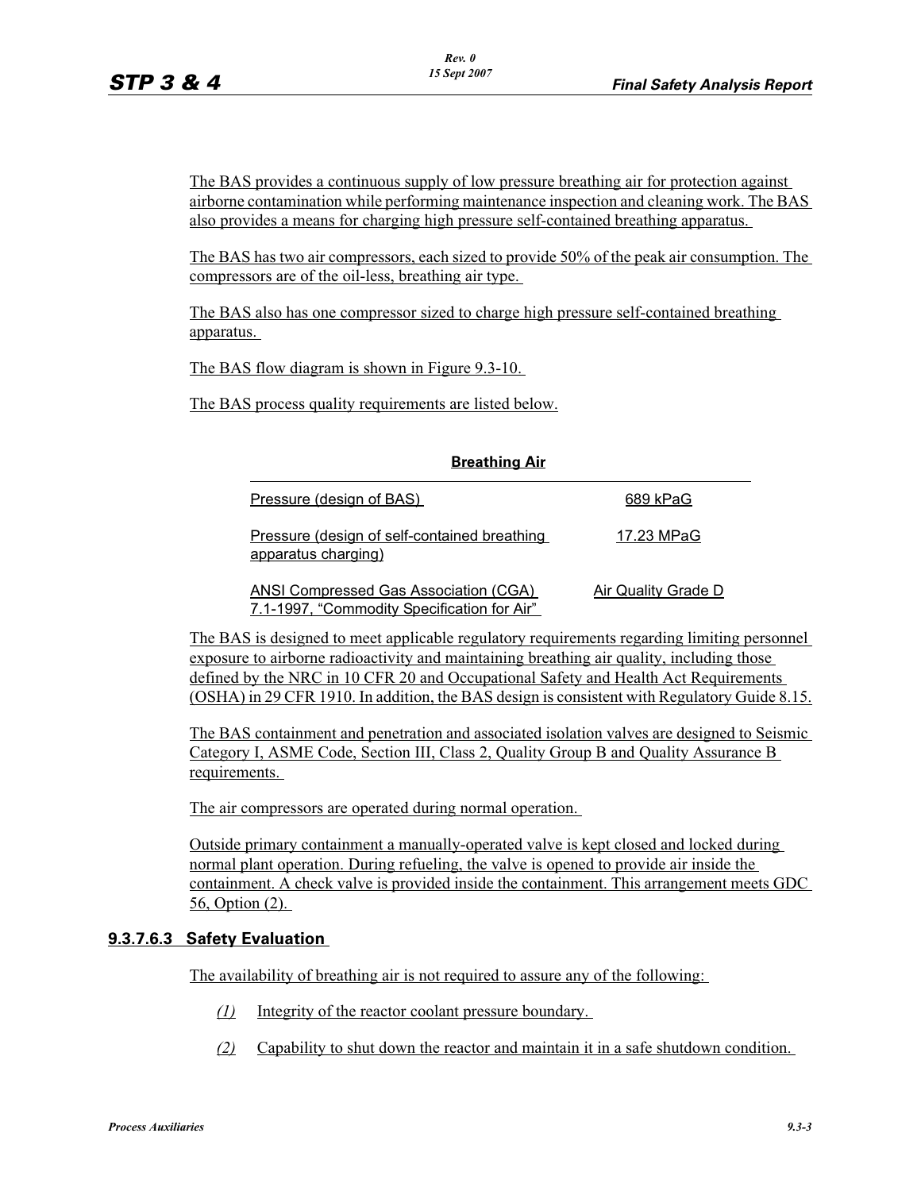The BAS provides a continuous supply of low pressure breathing air for protection against airborne contamination while performing maintenance inspection and cleaning work. The BAS also provides a means for charging high pressure self-contained breathing apparatus.

The BAS has two air compressors, each sized to provide 50% of the peak air consumption. The compressors are of the oil-less, breathing air type.

The BAS also has one compressor sized to charge high pressure self-contained breathing apparatus.

The BAS flow diagram is shown in Figure 9.3-10.

The BAS process quality requirements are listed below.

**Breathing Air**

| | |
|---|---|
| Pressure (design of BAS) | 689 kPaG |
| Pressure (design of self-contained breathing apparatus charging) | 17.23 MPaG |
| ANSI Compressed Gas Association (CGA) 7.1-1997, "Commodity Specification for Air" | Air Quality Grade D |

The BAS is designed to meet applicable regulatory requirements regarding limiting personnel exposure to airborne radioactivity and maintaining breathing air quality, including those defined by the NRC in 10 CFR 20 and Occupational Safety and Health Act Requirements (OSHA) in 29 CFR 1910. In addition, the BAS design is consistent with Regulatory Guide 8.15.

The BAS containment and penetration and associated isolation valves are designed to Seismic Category I, ASME Code, Section III, Class 2, Quality Group B and Quality Assurance B requirements.

The air compressors are operated during normal operation.

Outside primary containment a manually-operated valve is kept closed and locked during normal plant operation. During refueling, the valve is opened to provide air inside the containment. A check valve is provided inside the containment. This arrangement meets GDC 56, Option (2).

### 9.3.7.6.3 Safety Evaluation

The availability of breathing air is not required to assure any of the following:

*(1)* Integrity of the reactor coolant pressure boundary.

*(2)* Capability to shut down the reactor and maintain it in a safe shutdown condition.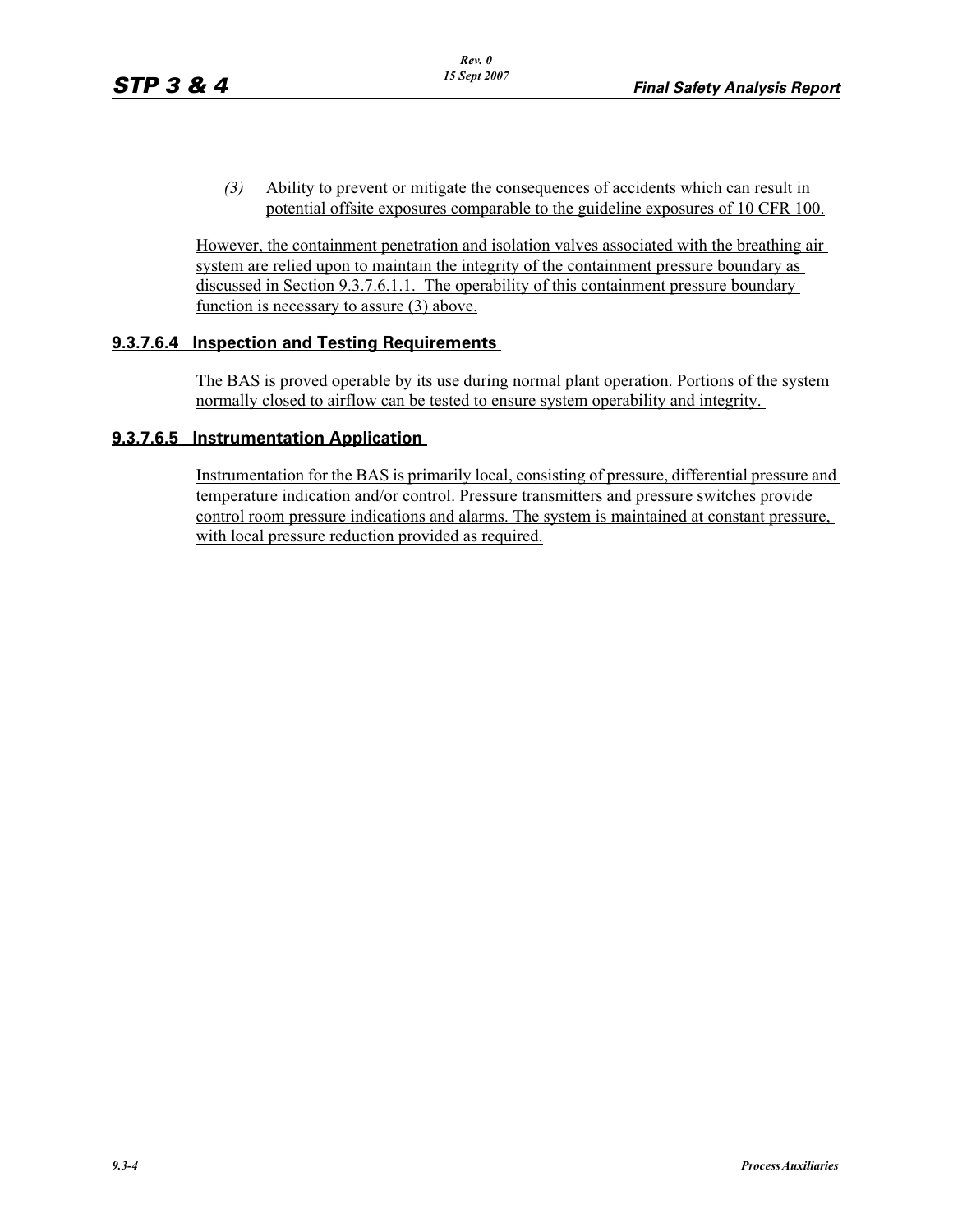*(3)* Ability to prevent or mitigate the consequences of accidents which can result in potential offsite exposures comparable to the guideline exposures of 10 CFR 100.

However, the containment penetration and isolation valves associated with the breathing air system are relied upon to maintain the integrity of the containment pressure boundary as discussed in Section 9.3.7.6.1.1. The operability of this containment pressure boundary function is necessary to assure (3) above.

#### 9.3.7.6.4 Inspection and Testing Requirements

The BAS is proved operable by its use during normal plant operation. Portions of the system normally closed to airflow can be tested to ensure system operability and integrity.

#### 9.3.7.6.5 Instrumentation Application

Instrumentation for the BAS is primarily local, consisting of pressure, differential pressure and temperature indication and/or control. Pressure transmitters and pressure switches provide control room pressure indications and alarms. The system is maintained at constant pressure, with local pressure reduction provided as required.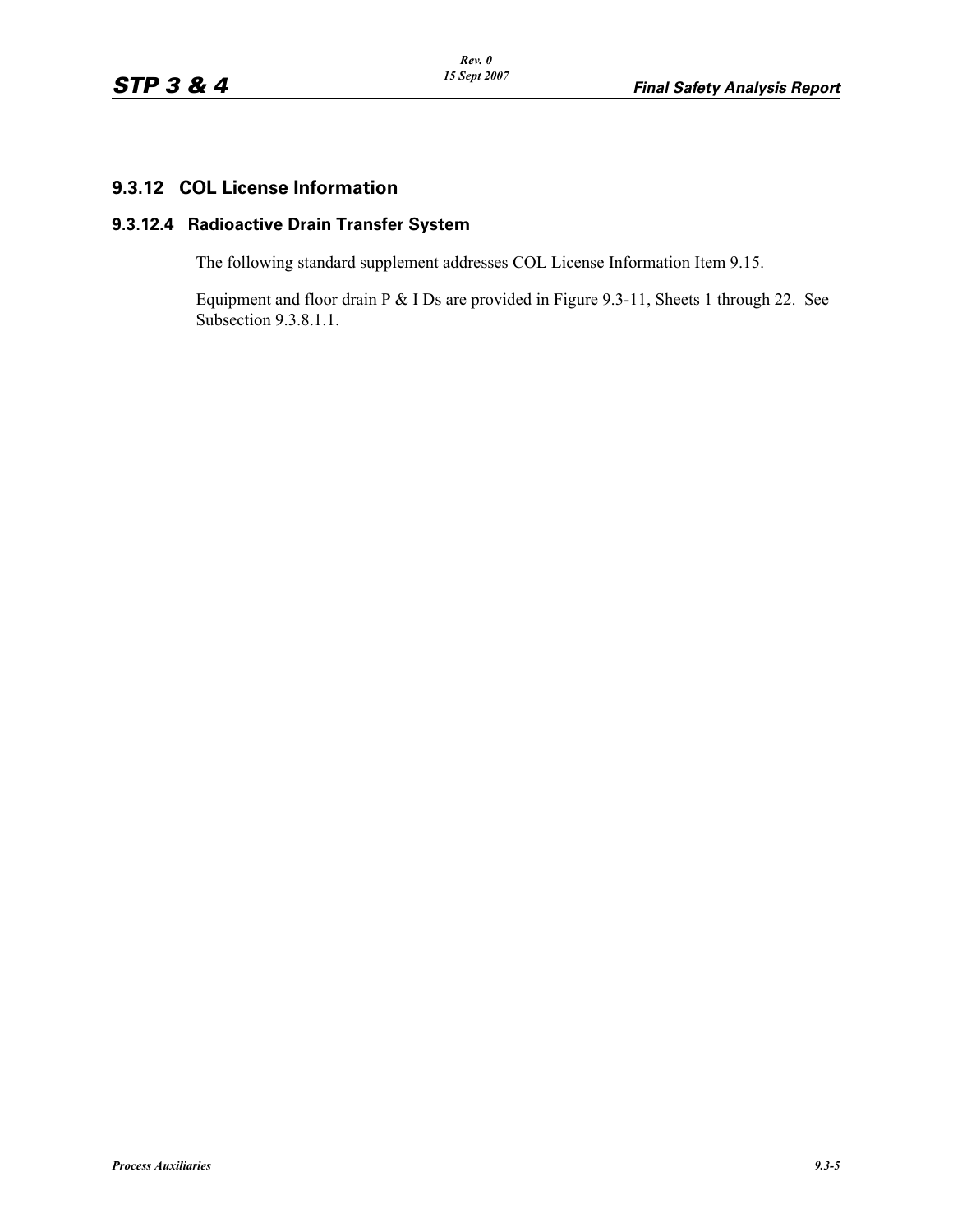## 9.3.12 COL License Information

### 9.3.12.4 Radioactive Drain Transfer System

The following standard supplement addresses COL License Information Item 9.15.

Equipment and floor drain P & I Ds are provided in Figure 9.3-11, Sheets 1 through 22. See Subsection 9.3.8.1.1.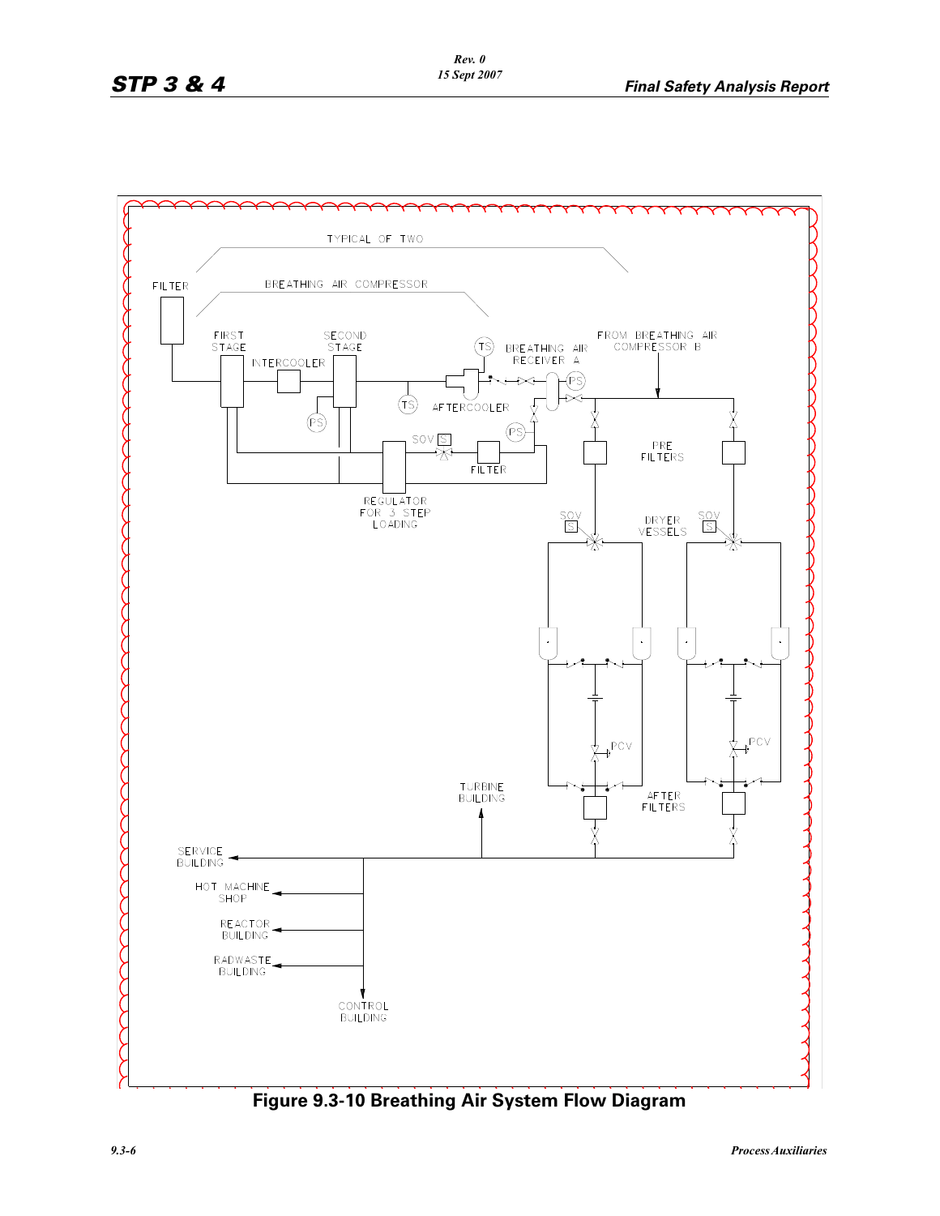TYPICAL OF TWO

FILTER

BREATHING AIR COMPRESSOR

FIRST STAGE

SECOND STAGE

INTERCOOLER

TS

TS

PS

BREATHING AIR RECEIVER A

FROM BREATHING AIR COMPRESSOR B

PS

AFTERCOOLER

PS

SOV S

FILTER

PRE FILTERS

REGULATOR FOR 3 STEP LOADING

SOV S

DRYER VESSELS

SOV S

PCV

PCV

TURBINE BUILDING

AFTER FILTERS

SERVICE BUILDING

HOT MACHINE SHOP

REACTOR BUILDING

RADWASTE BUILDING

CONTROL BUILDING

**Figure 9.3-10 Breathing Air System Flow Diagram**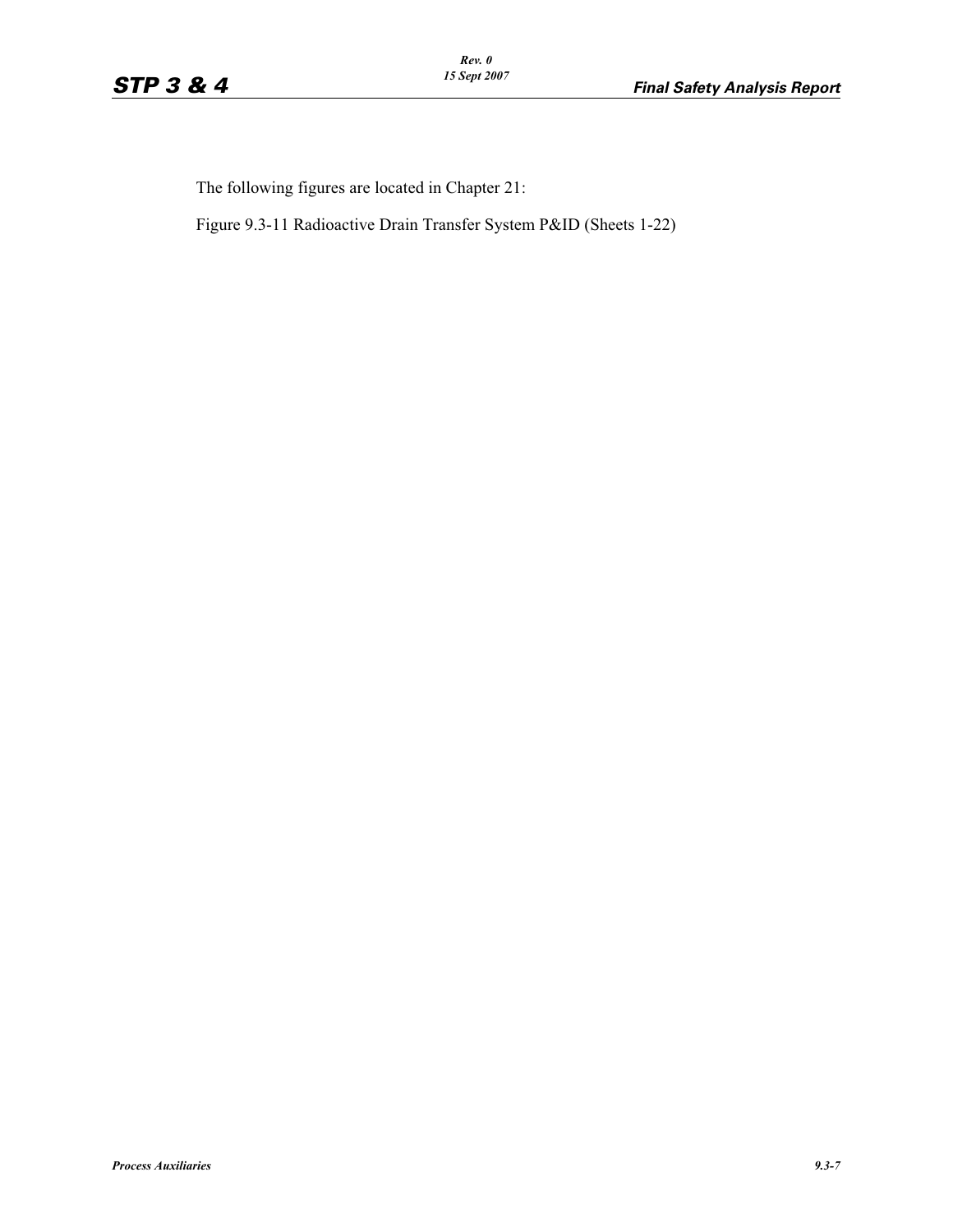The following figures are located in Chapter 21:

Figure 9.3-11 Radioactive Drain Transfer System P&ID (Sheets 1-22)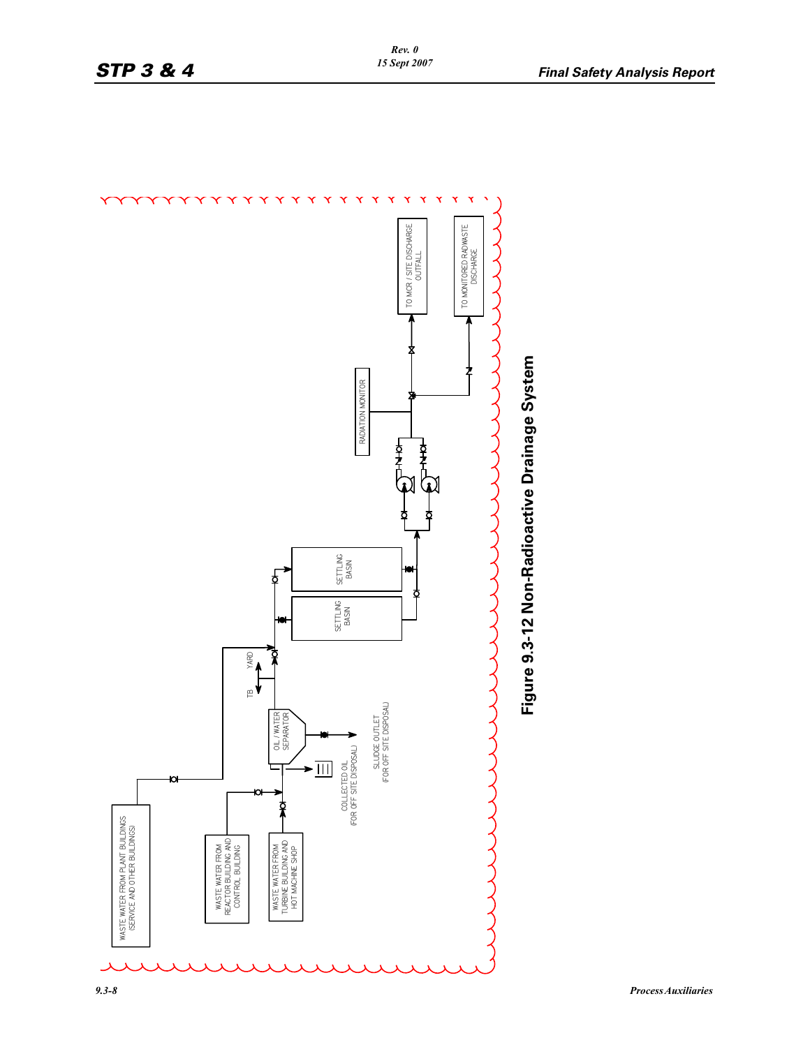WASTE WATER FROM PLANT BUILDINGS (SERVICE AND OTHER BUILDINGS)

WASTE WATER FROM REACTOR BUILDING AND CONTROL BUILDING

WASTE WATER FROM TURBINE BUILDING AND HOT MACHINE SHOP

OIL / WATER SEPARATOR

COLLECTED OIL (FOR OFF SITE DISPOSAL)

SLUDGE OUTLET (FOR OFF SITE DISPOSAL)

TB

YARD

SETTLING BASIN

SETTLING BASIN

RADIATION MONITOR

TO MCR / SITE DISCHARGE OUTFALL

TO MONITORED RADWASTE DISCHARGE

**Figure 9.3-12 Non-Radioactive Drainage System**